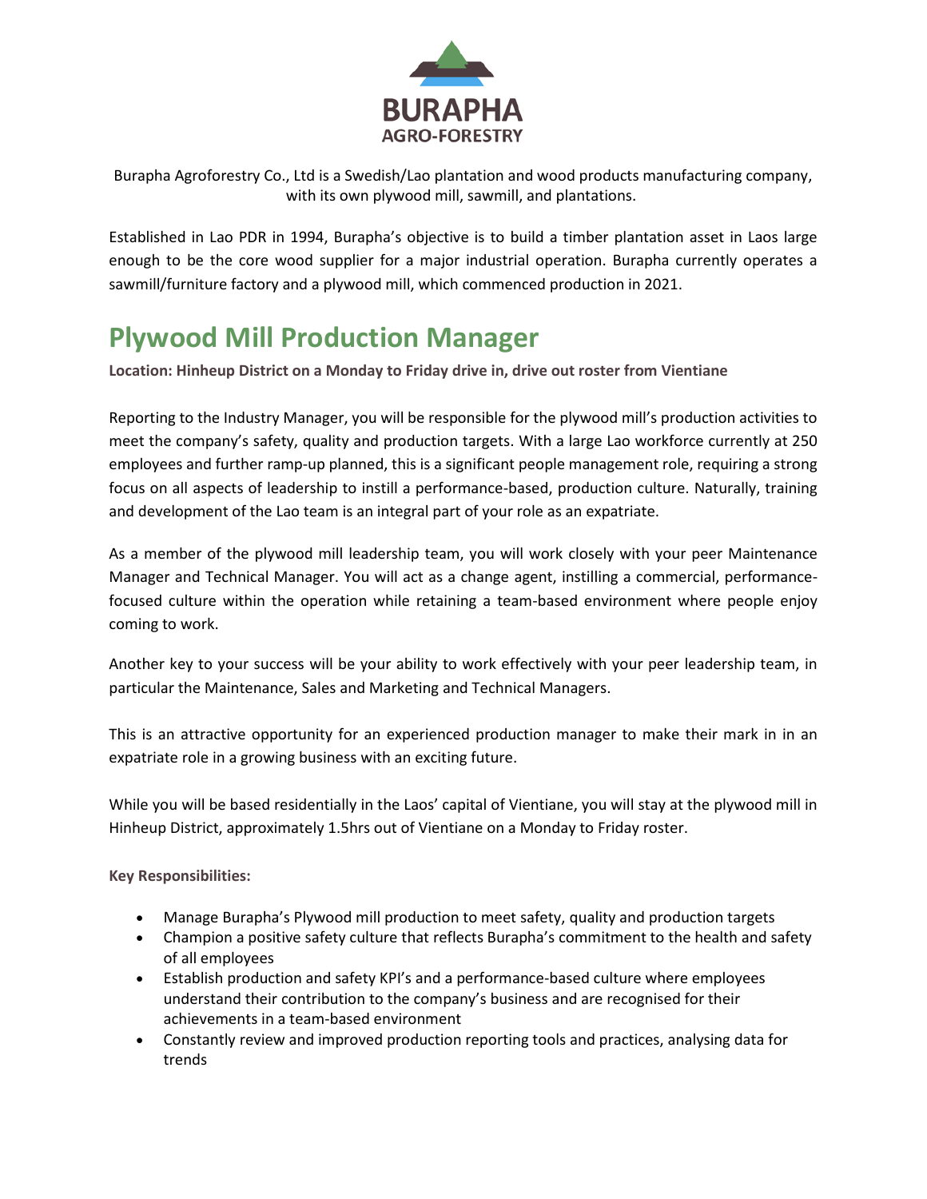BURAPHA
AGRO-FORESTRY

Burapha Agroforestry Co., Ltd is a Swedish/Lao plantation and wood products manufacturing company, with its own plywood mill, sawmill, and plantations.

Established in Lao PDR in 1994, Burapha's objective is to build a timber plantation asset in Laos large enough to be the core wood supplier for a major industrial operation. Burapha currently operates a sawmill/furniture factory and a plywood mill, which commenced production in 2021.

# Plywood Mill Production Manager

**Location: Hinheup District on a Monday to Friday drive in, drive out roster from Vientiane**

Reporting to the Industry Manager, you will be responsible for the plywood mill's production activities to meet the company's safety, quality and production targets. With a large Lao workforce currently at 250 employees and further ramp-up planned, this is a significant people management role, requiring a strong focus on all aspects of leadership to instill a performance-based, production culture. Naturally, training and development of the Lao team is an integral part of your role as an expatriate.

As a member of the plywood mill leadership team, you will work closely with your peer Maintenance Manager and Technical Manager. You will act as a change agent, instilling a commercial, performance-focused culture within the operation while retaining a team-based environment where people enjoy coming to work.

Another key to your success will be your ability to work effectively with your peer leadership team, in particular the Maintenance, Sales and Marketing and Technical Managers.

This is an attractive opportunity for an experienced production manager to make their mark in in an expatriate role in a growing business with an exciting future.

While you will be based residentially in the Laos' capital of Vientiane, you will stay at the plywood mill in Hinheup District, approximately 1.5hrs out of Vientiane on a Monday to Friday roster.

**Key Responsibilities:**

- Manage Burapha's Plywood mill production to meet safety, quality and production targets
- Champion a positive safety culture that reflects Burapha's commitment to the health and safety of all employees
- Establish production and safety KPI's and a performance-based culture where employees understand their contribution to the company's business and are recognised for their achievements in a team-based environment
- Constantly review and improved production reporting tools and practices, analysing data for trends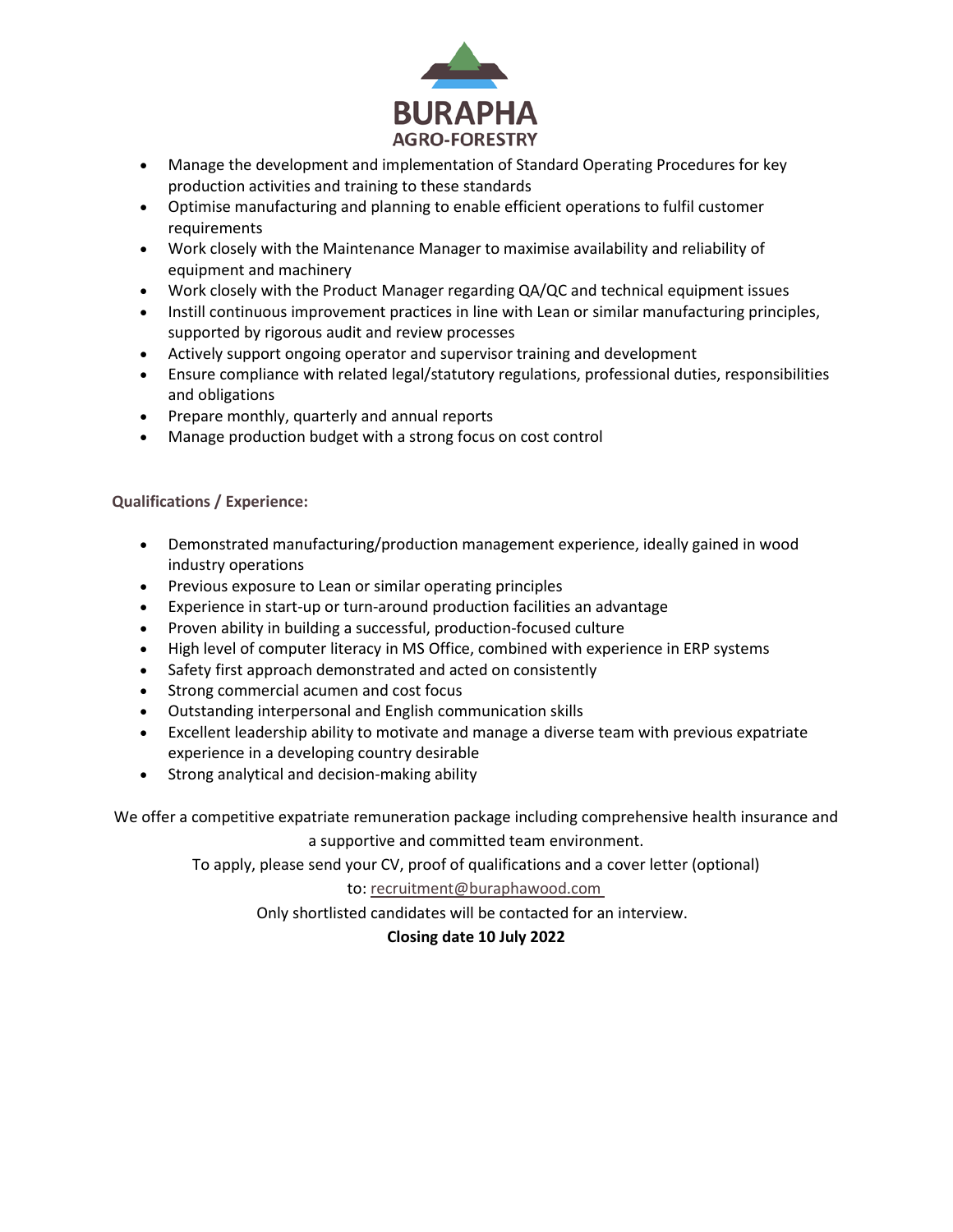BURAPHA
AGRO-FORESTRY

- Manage the development and implementation of Standard Operating Procedures for key production activities and training to these standards
- Optimise manufacturing and planning to enable efficient operations to fulfil customer requirements
- Work closely with the Maintenance Manager to maximise availability and reliability of equipment and machinery
- Work closely with the Product Manager regarding QA/QC and technical equipment issues
- Instill continuous improvement practices in line with Lean or similar manufacturing principles, supported by rigorous audit and review processes
- Actively support ongoing operator and supervisor training and development
- Ensure compliance with related legal/statutory regulations, professional duties, responsibilities and obligations
- Prepare monthly, quarterly and annual reports
- Manage production budget with a strong focus on cost control

**Qualifications / Experience:**

- Demonstrated manufacturing/production management experience, ideally gained in wood industry operations
- Previous exposure to Lean or similar operating principles
- Experience in start-up or turn-around production facilities an advantage
- Proven ability in building a successful, production-focused culture
- High level of computer literacy in MS Office, combined with experience in ERP systems
- Safety first approach demonstrated and acted on consistently
- Strong commercial acumen and cost focus
- Outstanding interpersonal and English communication skills
- Excellent leadership ability to motivate and manage a diverse team with previous expatriate experience in a developing country desirable
- Strong analytical and decision-making ability

We offer a competitive expatriate remuneration package including comprehensive health insurance and a supportive and committed team environment.

To apply, please send your CV, proof of qualifications and a cover letter (optional) to: recruitment@buraphawood.com

Only shortlisted candidates will be contacted for an interview.

**Closing date 10 July 2022**